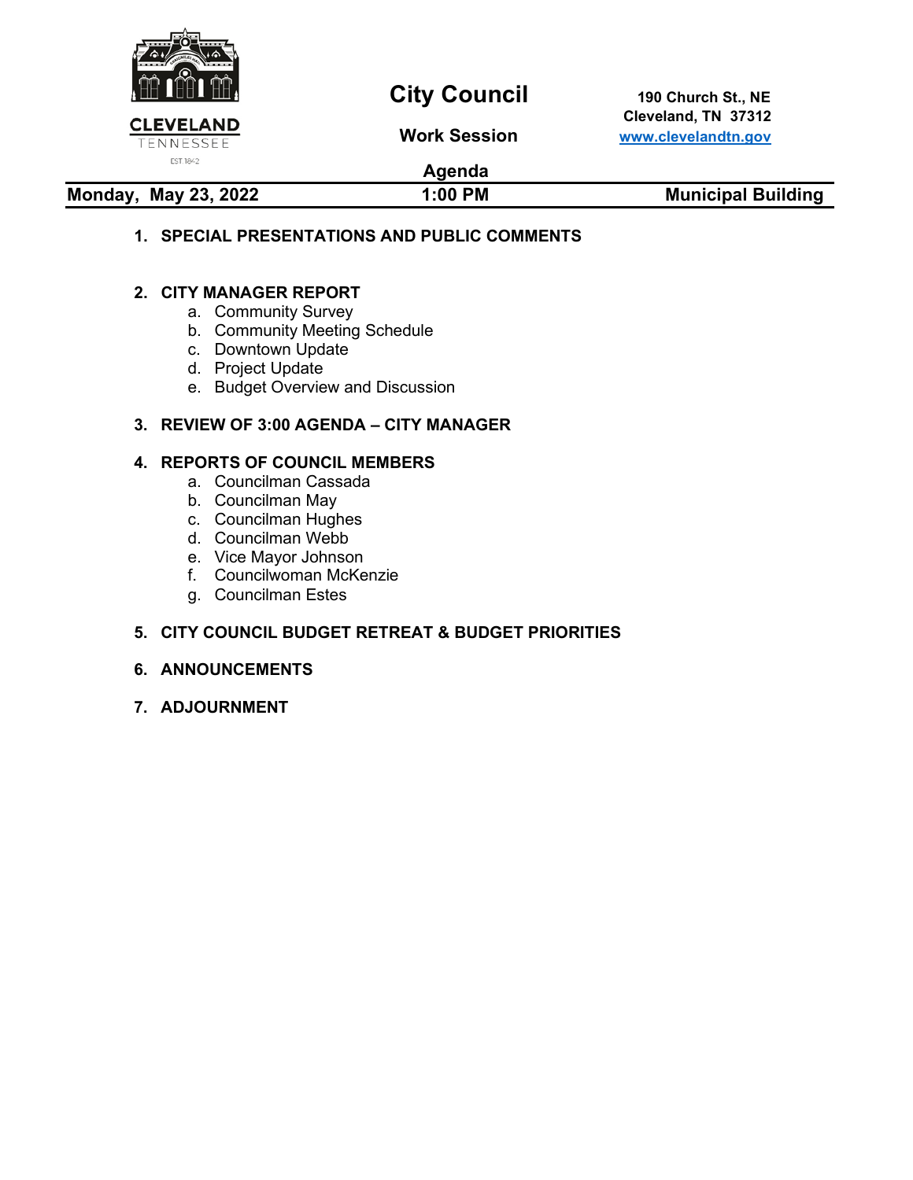CLEVELAND
TENNESSEE
EST. 1842

# City Council

## Work Session

## Agenda

190 Church St., NE
Cleveland, TN 37312
www.clevelandtn.gov

**Monday, May 23, 2022** | **1:00 PM** | **Municipal Building**

1. **SPECIAL PRESENTATIONS AND PUBLIC COMMENTS**

2. **CITY MANAGER REPORT**
   a. Community Survey
   b. Community Meeting Schedule
   c. Downtown Update
   d. Project Update
   e. Budget Overview and Discussion

3. **REVIEW OF 3:00 AGENDA – CITY MANAGER**

4. **REPORTS OF COUNCIL MEMBERS**
   a. Councilman Cassada
   b. Councilman May
   c. Councilman Hughes
   d. Councilman Webb
   e. Vice Mayor Johnson
   f. Councilwoman McKenzie
   g. Councilman Estes

5. **CITY COUNCIL BUDGET RETREAT & BUDGET PRIORITIES**

6. **ANNOUNCEMENTS**

7. **ADJOURNMENT**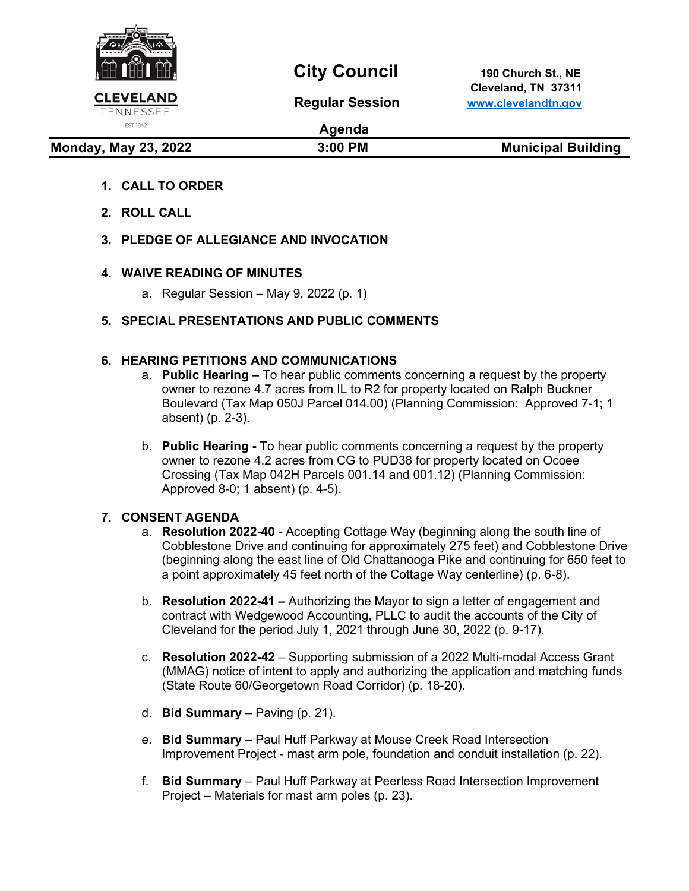# City Council

## Regular Session

## Agenda

CLEVELAND TENNESSEE EST 1842

190 Church St., NE
Cleveland, TN 37311
www.clevelandtn.gov

**Monday, May 23, 2022** | **3:00 PM** | **Municipal Building**

1. **CALL TO ORDER**
2. **ROLL CALL**
3. **PLEDGE OF ALLEGIANCE AND INVOCATION**
4. **WAIVE READING OF MINUTES**
   a. Regular Session – May 9, 2022 (p. 1)
5. **SPECIAL PRESENTATIONS AND PUBLIC COMMENTS**
6. **HEARING PETITIONS AND COMMUNICATIONS**
   a. **Public Hearing –** To hear public comments concerning a request by the property owner to rezone 4.7 acres from IL to R2 for property located on Ralph Buckner Boulevard (Tax Map 050J Parcel 014.00) (Planning Commission: Approved 7-1; 1 absent) (p. 2-3).

   b. **Public Hearing -** To hear public comments concerning a request by the property owner to rezone 4.2 acres from CG to PUD38 for property located on Ocoee Crossing (Tax Map 042H Parcels 001.14 and 001.12) (Planning Commission: Approved 8-0; 1 absent) (p. 4-5).
7. **CONSENT AGENDA**
   a. **Resolution 2022-40 -** Accepting Cottage Way (beginning along the south line of Cobblestone Drive and continuing for approximately 275 feet) and Cobblestone Drive (beginning along the east line of Old Chattanooga Pike and continuing for 650 feet to a point approximately 45 feet north of the Cottage Way centerline) (p. 6-8).

   b. **Resolution 2022-41 –** Authorizing the Mayor to sign a letter of engagement and contract with Wedgewood Accounting, PLLC to audit the accounts of the City of Cleveland for the period July 1, 2021 through June 30, 2022 (p. 9-17).

   c. **Resolution 2022-42** – Supporting submission of a 2022 Multi-modal Access Grant (MMAG) notice of intent to apply and authorizing the application and matching funds (State Route 60/Georgetown Road Corridor) (p. 18-20).

   d. **Bid Summary** – Paving (p. 21).

   e. **Bid Summary** – Paul Huff Parkway at Mouse Creek Road Intersection Improvement Project - mast arm pole, foundation and conduit installation (p. 22).

   f. **Bid Summary** – Paul Huff Parkway at Peerless Road Intersection Improvement Project – Materials for mast arm poles (p. 23).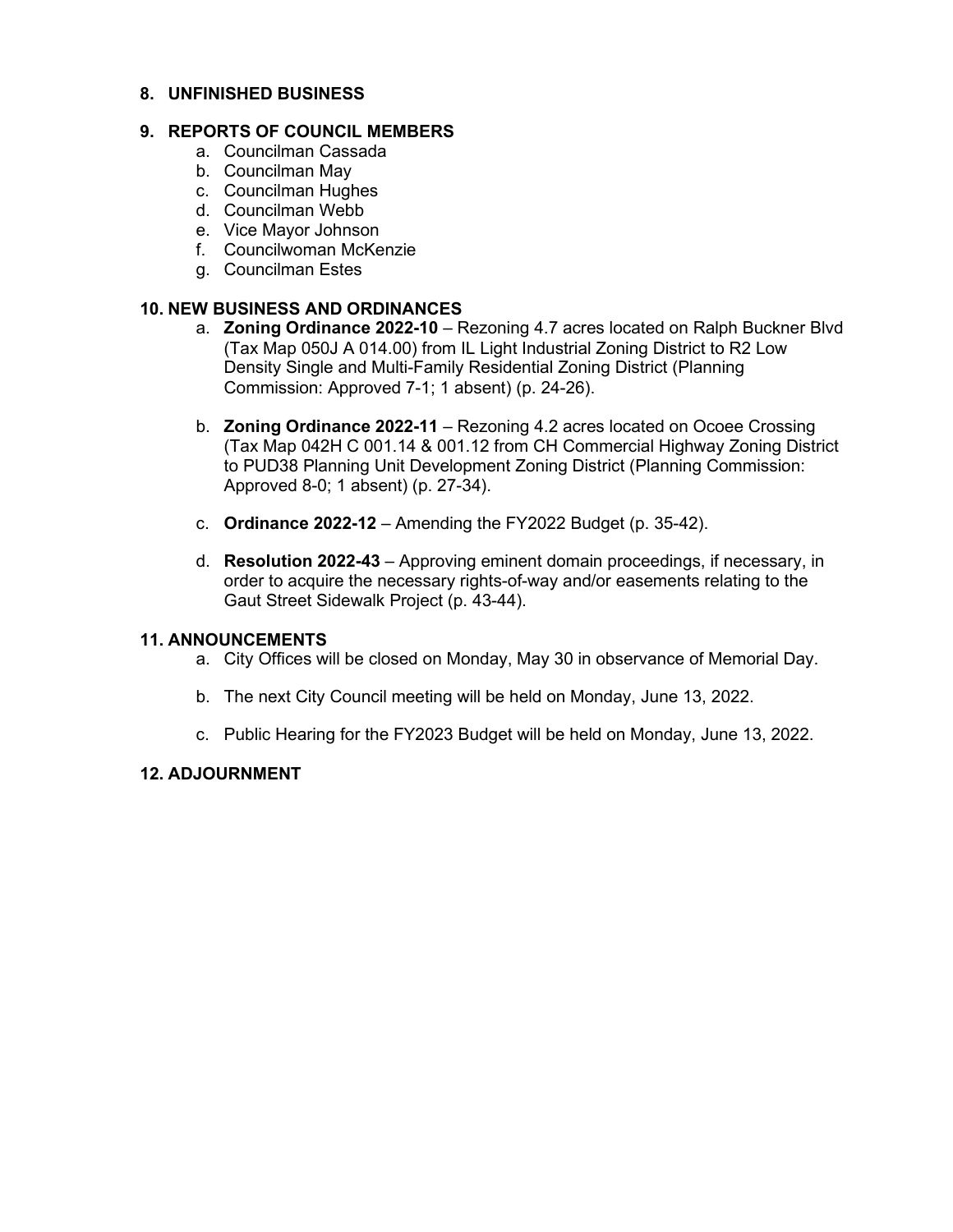## 8. UNFINISHED BUSINESS

## 9. REPORTS OF COUNCIL MEMBERS

a. Councilman Cassada
b. Councilman May
c. Councilman Hughes
d. Councilman Webb
e. Vice Mayor Johnson
f. Councilwoman McKenzie
g. Councilman Estes

## 10. NEW BUSINESS AND ORDINANCES

a. **Zoning Ordinance 2022-10** – Rezoning 4.7 acres located on Ralph Buckner Blvd (Tax Map 050J A 014.00) from IL Light Industrial Zoning District to R2 Low Density Single and Multi-Family Residential Zoning District (Planning Commission: Approved 7-1; 1 absent) (p. 24-26).

b. **Zoning Ordinance 2022-11** – Rezoning 4.2 acres located on Ocoee Crossing (Tax Map 042H C 001.14 & 001.12 from CH Commercial Highway Zoning District to PUD38 Planning Unit Development Zoning District (Planning Commission: Approved 8-0; 1 absent) (p. 27-34).

c. **Ordinance 2022-12** – Amending the FY2022 Budget (p. 35-42).

d. **Resolution 2022-43** – Approving eminent domain proceedings, if necessary, in order to acquire the necessary rights-of-way and/or easements relating to the Gaut Street Sidewalk Project (p. 43-44).

## 11. ANNOUNCEMENTS

a. City Offices will be closed on Monday, May 30 in observance of Memorial Day.

b. The next City Council meeting will be held on Monday, June 13, 2022.

c. Public Hearing for the FY2023 Budget will be held on Monday, June 13, 2022.

## 12. ADJOURNMENT